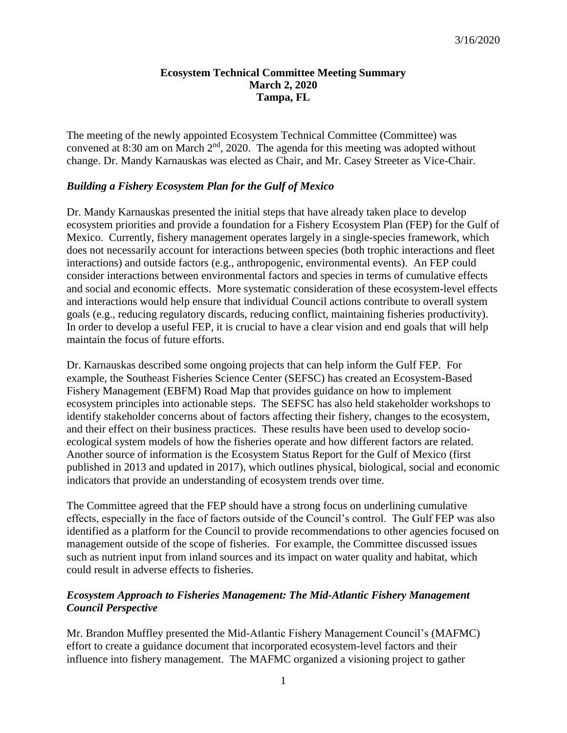3/16/2020

**Ecosystem Technical Committee Meeting Summary**
**March 2, 2020**
**Tampa, FL**

The meeting of the newly appointed Ecosystem Technical Committee (Committee) was convened at 8:30 am on March 2nd, 2020. The agenda for this meeting was adopted without change. Dr. Mandy Karnauskas was elected as Chair, and Mr. Casey Streeter as Vice-Chair.

### *Building a Fishery Ecosystem Plan for the Gulf of Mexico*

Dr. Mandy Karnauskas presented the initial steps that have already taken place to develop ecosystem priorities and provide a foundation for a Fishery Ecosystem Plan (FEP) for the Gulf of Mexico. Currently, fishery management operates largely in a single-species framework, which does not necessarily account for interactions between species (both trophic interactions and fleet interactions) and outside factors (e.g., anthropogenic, environmental events). An FEP could consider interactions between environmental factors and species in terms of cumulative effects and social and economic effects. More systematic consideration of these ecosystem-level effects and interactions would help ensure that individual Council actions contribute to overall system goals (e.g., reducing regulatory discards, reducing conflict, maintaining fisheries productivity). In order to develop a useful FEP, it is crucial to have a clear vision and end goals that will help maintain the focus of future efforts.

Dr. Karnauskas described some ongoing projects that can help inform the Gulf FEP. For example, the Southeast Fisheries Science Center (SEFSC) has created an Ecosystem-Based Fishery Management (EBFM) Road Map that provides guidance on how to implement ecosystem principles into actionable steps. The SEFSC has also held stakeholder workshops to identify stakeholder concerns about of factors affecting their fishery, changes to the ecosystem, and their effect on their business practices. These results have been used to develop socio-ecological system models of how the fisheries operate and how different factors are related. Another source of information is the Ecosystem Status Report for the Gulf of Mexico (first published in 2013 and updated in 2017), which outlines physical, biological, social and economic indicators that provide an understanding of ecosystem trends over time.

The Committee agreed that the FEP should have a strong focus on underlining cumulative effects, especially in the face of factors outside of the Council's control. The Gulf FEP was also identified as a platform for the Council to provide recommendations to other agencies focused on management outside of the scope of fisheries. For example, the Committee discussed issues such as nutrient input from inland sources and its impact on water quality and habitat, which could result in adverse effects to fisheries.

### *Ecosystem Approach to Fisheries Management: The Mid-Atlantic Fishery Management Council Perspective*

Mr. Brandon Muffley presented the Mid-Atlantic Fishery Management Council's (MAFMC) effort to create a guidance document that incorporated ecosystem-level factors and their influence into fishery management. The MAFMC organized a visioning project to gather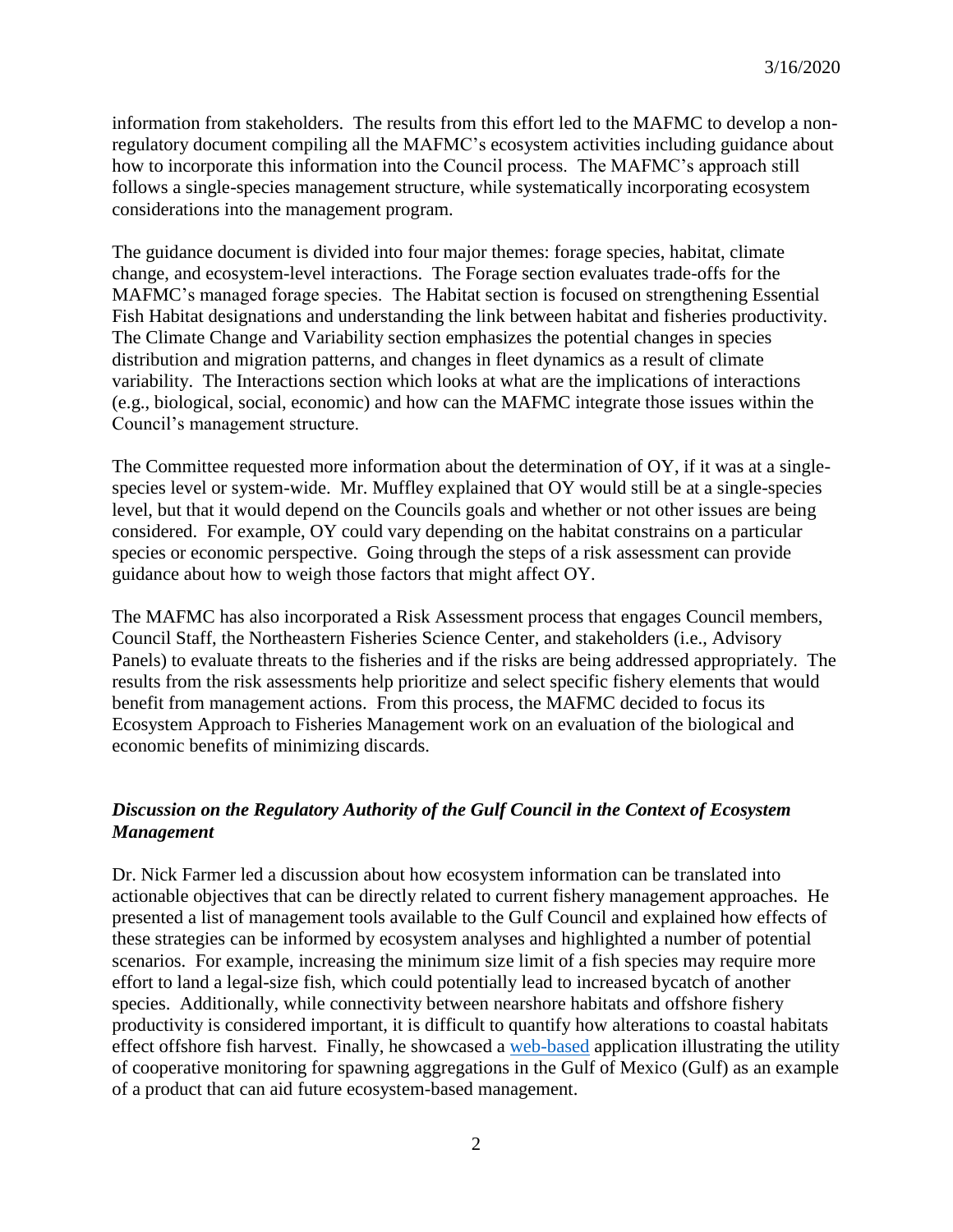information from stakeholders. The results from this effort led to the MAFMC to develop a non-regulatory document compiling all the MAFMC's ecosystem activities including guidance about how to incorporate this information into the Council process. The MAFMC's approach still follows a single-species management structure, while systematically incorporating ecosystem considerations into the management program.

The guidance document is divided into four major themes: forage species, habitat, climate change, and ecosystem-level interactions. The Forage section evaluates trade-offs for the MAFMC's managed forage species. The Habitat section is focused on strengthening Essential Fish Habitat designations and understanding the link between habitat and fisheries productivity. The Climate Change and Variability section emphasizes the potential changes in species distribution and migration patterns, and changes in fleet dynamics as a result of climate variability. The Interactions section which looks at what are the implications of interactions (e.g., biological, social, economic) and how can the MAFMC integrate those issues within the Council's management structure.

The Committee requested more information about the determination of OY, if it was at a single-species level or system-wide. Mr. Muffley explained that OY would still be at a single-species level, but that it would depend on the Councils goals and whether or not other issues are being considered. For example, OY could vary depending on the habitat constrains on a particular species or economic perspective. Going through the steps of a risk assessment can provide guidance about how to weigh those factors that might affect OY.

The MAFMC has also incorporated a Risk Assessment process that engages Council members, Council Staff, the Northeastern Fisheries Science Center, and stakeholders (i.e., Advisory Panels) to evaluate threats to the fisheries and if the risks are being addressed appropriately. The results from the risk assessments help prioritize and select specific fishery elements that would benefit from management actions. From this process, the MAFMC decided to focus its Ecosystem Approach to Fisheries Management work on an evaluation of the biological and economic benefits of minimizing discards.

### *Discussion on the Regulatory Authority of the Gulf Council in the Context of Ecosystem Management*

Dr. Nick Farmer led a discussion about how ecosystem information can be translated into actionable objectives that can be directly related to current fishery management approaches. He presented a list of management tools available to the Gulf Council and explained how effects of these strategies can be informed by ecosystem analyses and highlighted a number of potential scenarios. For example, increasing the minimum size limit of a fish species may require more effort to land a legal-size fish, which could potentially lead to increased bycatch of another species. Additionally, while connectivity between nearshore habitats and offshore fishery productivity is considered important, it is difficult to quantify how alterations to coastal habitats effect offshore fish harvest. Finally, he showcased a web-based application illustrating the utility of cooperative monitoring for spawning aggregations in the Gulf of Mexico (Gulf) as an example of a product that can aid future ecosystem-based management.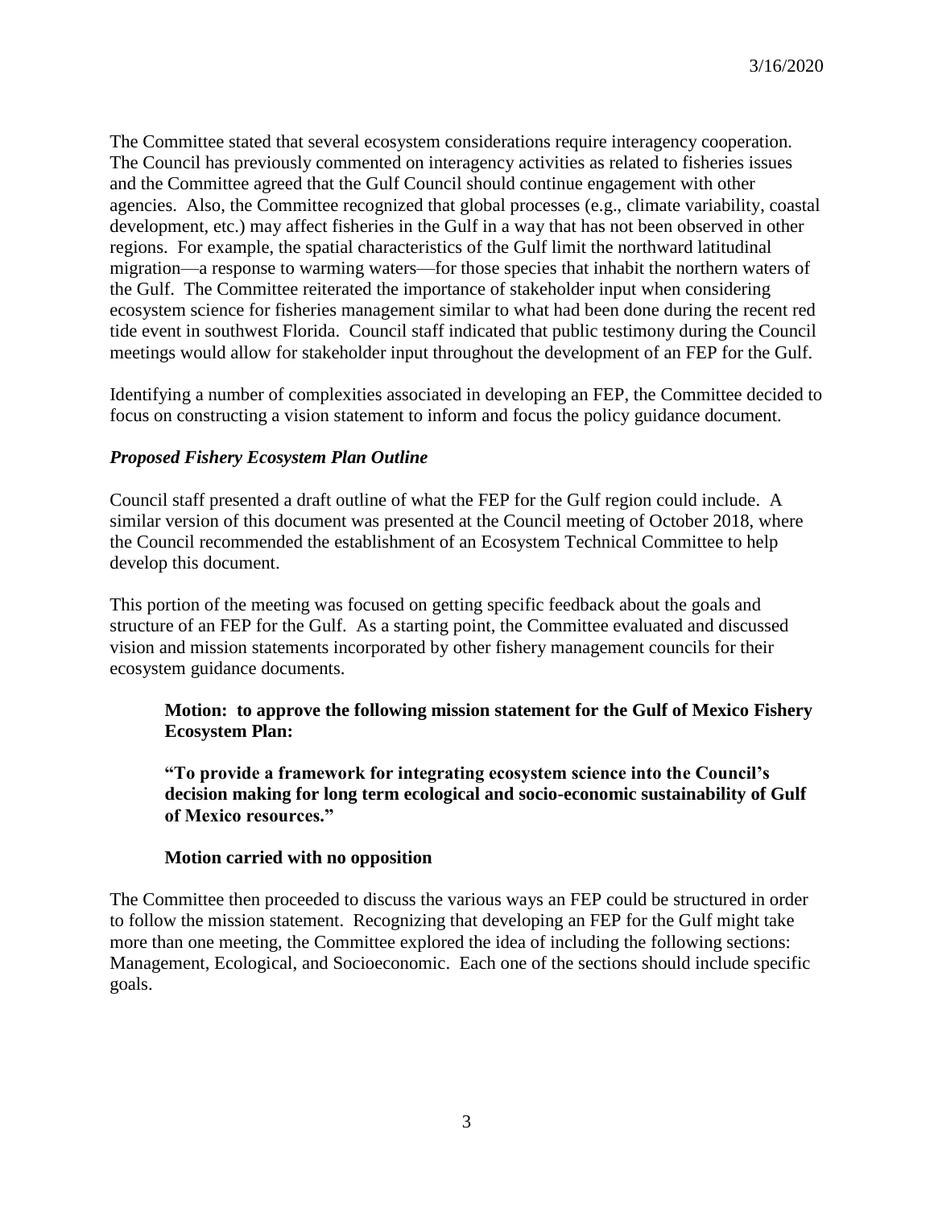The Committee stated that several ecosystem considerations require interagency cooperation. The Council has previously commented on interagency activities as related to fisheries issues and the Committee agreed that the Gulf Council should continue engagement with other agencies. Also, the Committee recognized that global processes (e.g., climate variability, coastal development, etc.) may affect fisheries in the Gulf in a way that has not been observed in other regions. For example, the spatial characteristics of the Gulf limit the northward latitudinal migration—a response to warming waters—for those species that inhabit the northern waters of the Gulf. The Committee reiterated the importance of stakeholder input when considering ecosystem science for fisheries management similar to what had been done during the recent red tide event in southwest Florida. Council staff indicated that public testimony during the Council meetings would allow for stakeholder input throughout the development of an FEP for the Gulf.

Identifying a number of complexities associated in developing an FEP, the Committee decided to focus on constructing a vision statement to inform and focus the policy guidance document.

### *Proposed Fishery Ecosystem Plan Outline*

Council staff presented a draft outline of what the FEP for the Gulf region could include. A similar version of this document was presented at the Council meeting of October 2018, where the Council recommended the establishment of an Ecosystem Technical Committee to help develop this document.

This portion of the meeting was focused on getting specific feedback about the goals and structure of an FEP for the Gulf. As a starting point, the Committee evaluated and discussed vision and mission statements incorporated by other fishery management councils for their ecosystem guidance documents.

> **Motion: to approve the following mission statement for the Gulf of Mexico Fishery Ecosystem Plan:**
>
> **"To provide a framework for integrating ecosystem science into the Council's decision making for long term ecological and socio-economic sustainability of Gulf of Mexico resources."**
>
> **Motion carried with no opposition**

The Committee then proceeded to discuss the various ways an FEP could be structured in order to follow the mission statement. Recognizing that developing an FEP for the Gulf might take more than one meeting, the Committee explored the idea of including the following sections: Management, Ecological, and Socioeconomic. Each one of the sections should include specific goals.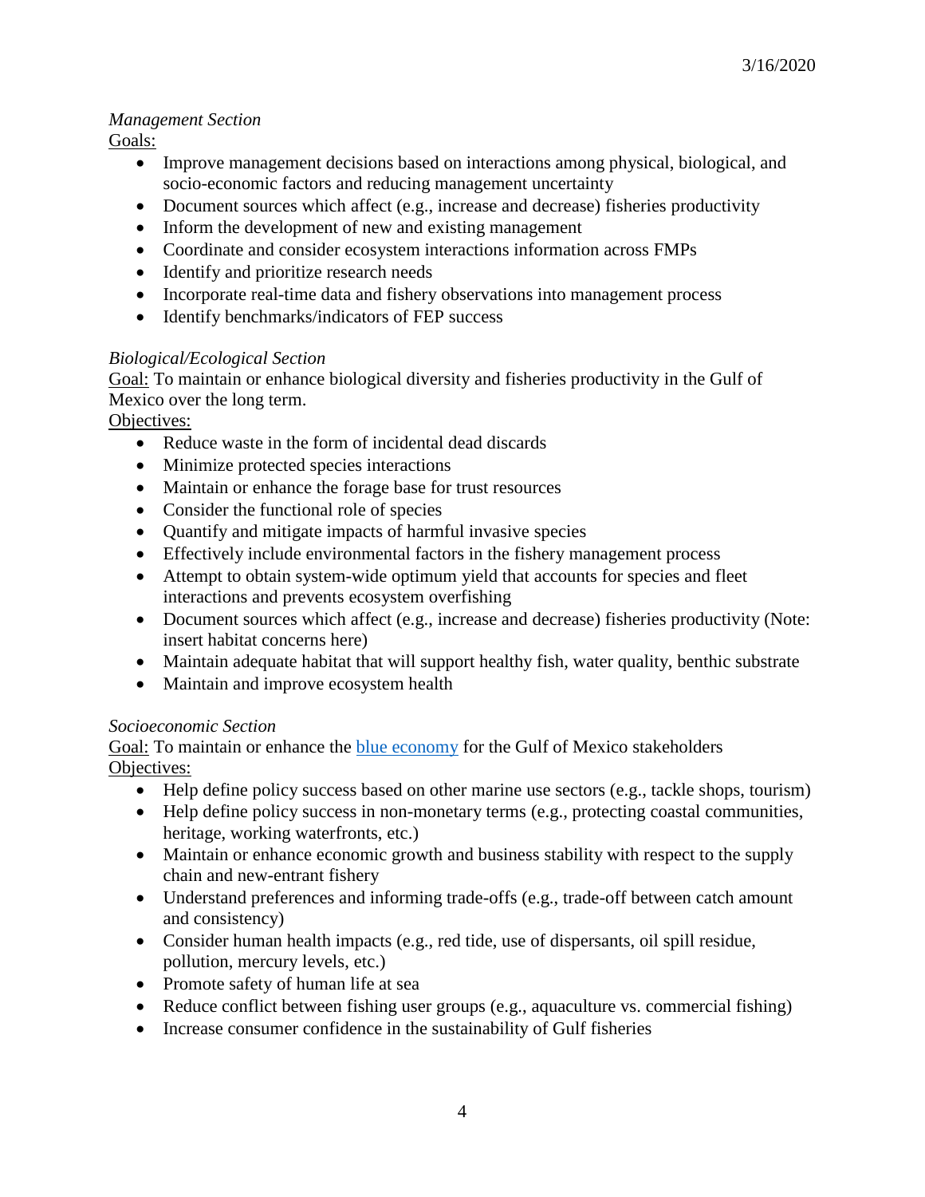*Management Section*

Goals:

- Improve management decisions based on interactions among physical, biological, and socio-economic factors and reducing management uncertainty
- Document sources which affect (e.g., increase and decrease) fisheries productivity
- Inform the development of new and existing management
- Coordinate and consider ecosystem interactions information across FMPs
- Identify and prioritize research needs
- Incorporate real-time data and fishery observations into management process
- Identify benchmarks/indicators of FEP success

*Biological/Ecological Section*

Goal: To maintain or enhance biological diversity and fisheries productivity in the Gulf of Mexico over the long term.

Objectives:

- Reduce waste in the form of incidental dead discards
- Minimize protected species interactions
- Maintain or enhance the forage base for trust resources
- Consider the functional role of species
- Quantify and mitigate impacts of harmful invasive species
- Effectively include environmental factors in the fishery management process
- Attempt to obtain system-wide optimum yield that accounts for species and fleet interactions and prevents ecosystem overfishing
- Document sources which affect (e.g., increase and decrease) fisheries productivity (Note: insert habitat concerns here)
- Maintain adequate habitat that will support healthy fish, water quality, benthic substrate
- Maintain and improve ecosystem health

*Socioeconomic Section*

Goal: To maintain or enhance the blue economy for the Gulf of Mexico stakeholders

Objectives:

- Help define policy success based on other marine use sectors (e.g., tackle shops, tourism)
- Help define policy success in non-monetary terms (e.g., protecting coastal communities, heritage, working waterfronts, etc.)
- Maintain or enhance economic growth and business stability with respect to the supply chain and new-entrant fishery
- Understand preferences and informing trade-offs (e.g., trade-off between catch amount and consistency)
- Consider human health impacts (e.g., red tide, use of dispersants, oil spill residue, pollution, mercury levels, etc.)
- Promote safety of human life at sea
- Reduce conflict between fishing user groups (e.g., aquaculture vs. commercial fishing)
- Increase consumer confidence in the sustainability of Gulf fisheries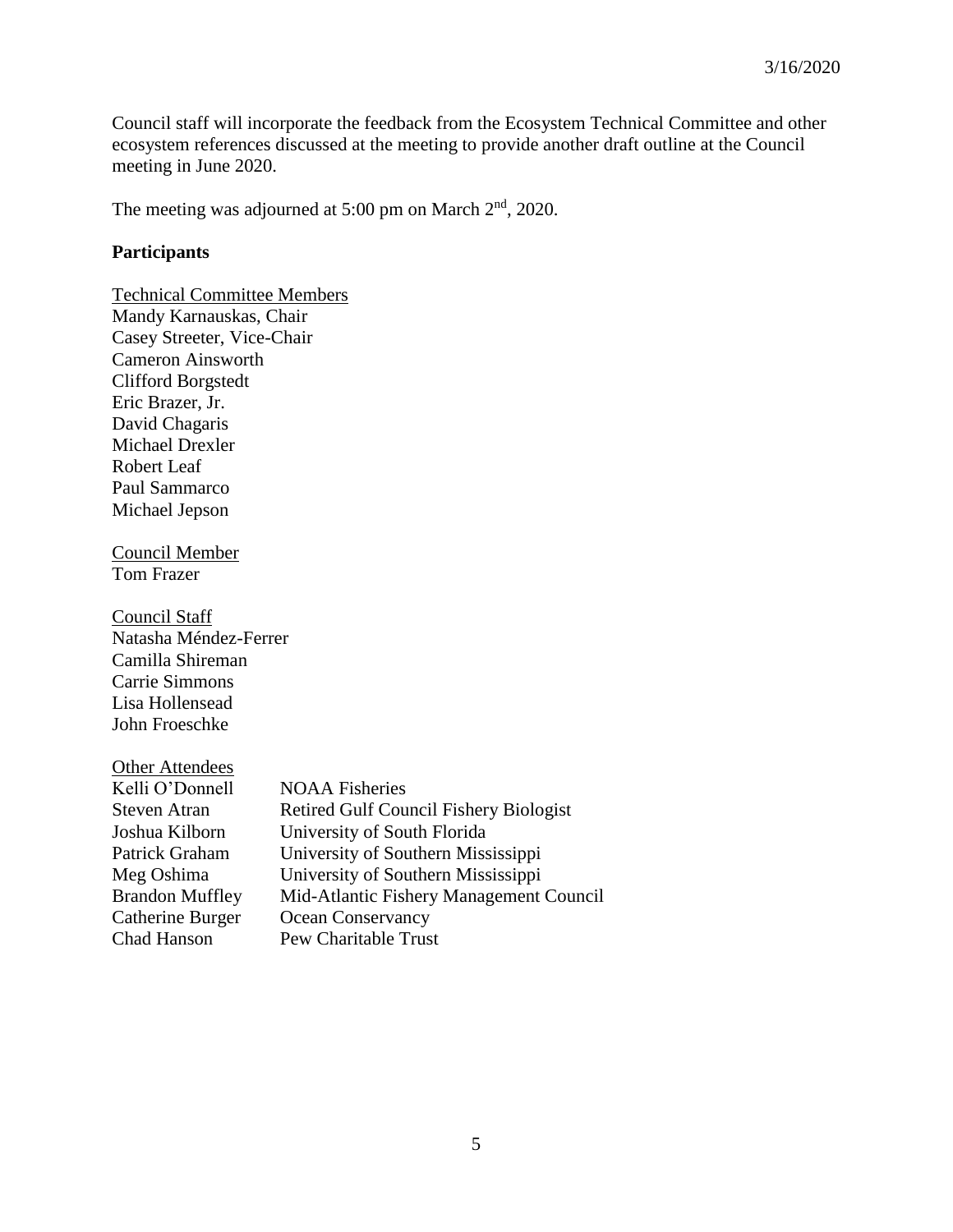Council staff will incorporate the feedback from the Ecosystem Technical Committee and other ecosystem references discussed at the meeting to provide another draft outline at the Council meeting in June 2020.

The meeting was adjourned at 5:00 pm on March 2nd, 2020.

**Participants**

Technical Committee Members
Mandy Karnauskas, Chair
Casey Streeter, Vice-Chair
Cameron Ainsworth
Clifford Borgstedt
Eric Brazer, Jr.
David Chagaris
Michael Drexler
Robert Leaf
Paul Sammarco
Michael Jepson

Council Member
Tom Frazer

Council Staff
Natasha Méndez-Ferrer
Camilla Shireman
Carrie Simmons
Lisa Hollensead
John Froeschke

Other Attendees

| | |
|---|---|
| Kelli O'Donnell | NOAA Fisheries |
| Steven Atran | Retired Gulf Council Fishery Biologist |
| Joshua Kilborn | University of South Florida |
| Patrick Graham | University of Southern Mississippi |
| Meg Oshima | University of Southern Mississippi |
| Brandon Muffley | Mid-Atlantic Fishery Management Council |
| Catherine Burger | Ocean Conservancy |
| Chad Hanson | Pew Charitable Trust |